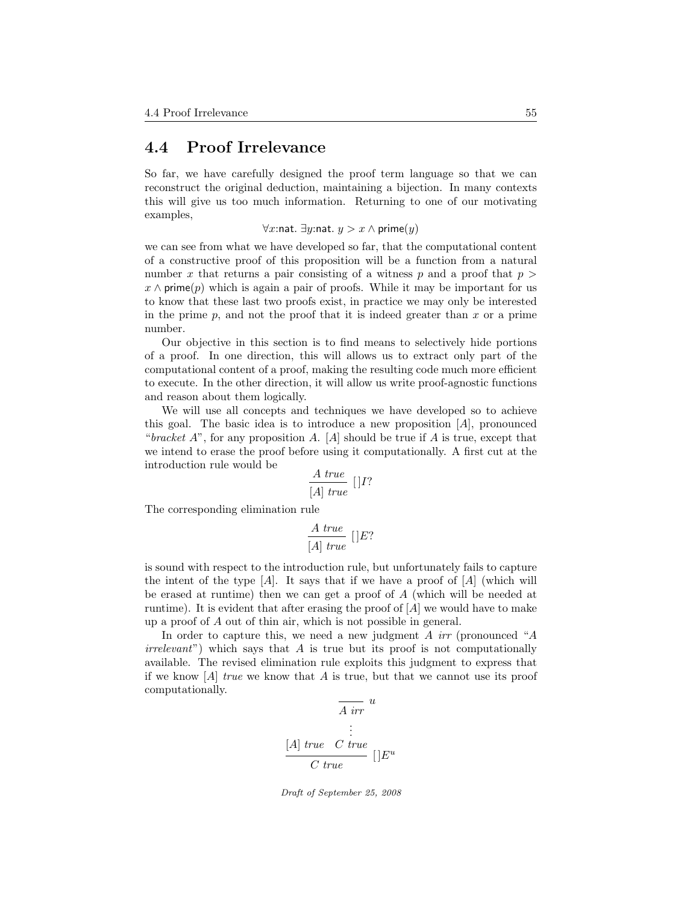## 4.4 Proof Irrelevance

So far, we have carefully designed the proof term language so that we can reconstruct the original deduction, maintaining a bijection. In many contexts this will give us too much information. Returning to one of our motivating examples,

$$\forall x{:}\mathsf{nat}.\ \exists y{:}\mathsf{nat}.\ y > x \wedge \mathsf{prime}(y)$$

we can see from what we have developed so far, that the computational content of a constructive proof of this proposition will be a function from a natural number $x$ that returns a pair consisting of a witness $p$ and a proof that $p > x \wedge \mathsf{prime}(p)$ which is again a pair of proofs. While it may be important for us to know that these last two proofs exist, in practice we may only be interested in the prime $p$, and not the proof that it is indeed greater than $x$ or a prime number.

Our objective in this section is to find means to selectively hide portions of a proof. In one direction, this will allows us to extract only part of the computational content of a proof, making the resulting code much more efficient to execute. In the other direction, it will allow us write proof-agnostic functions and reason about them logically.

We will use all concepts and techniques we have developed so to achieve this goal. The basic idea is to introduce a new proposition $[A]$, pronounced "*bracket* $A$", for any proposition $A$. $[A]$ should be true if $A$ is true, except that we intend to erase the proof before using it computationally. A first cut at the introduction rule would be

$$\frac{A\ \mathit{true}}{[A]\ \mathit{true}}\ []I?$$

The corresponding elimination rule

$$\frac{A\ \mathit{true}}{[A]\ \mathit{true}}\ []E?$$

is sound with respect to the introduction rule, but unfortunately fails to capture the intent of the type $[A]$. It says that if we have a proof of $[A]$ (which will be erased at runtime) then we can get a proof of $A$ (which will be needed at runtime). It is evident that after erasing the proof of $[A]$ we would have to make up a proof of $A$ out of thin air, which is not possible in general.

In order to capture this, we need a new judgment $A\ \mathit{irr}$ (pronounced "$A$ *irrelevant*") which says that $A$ is true but its proof is not computationally available. The revised elimination rule exploits this judgment to express that if we know $[A]\ \mathit{true}$ we know that $A$ is true, but that we cannot use its proof computationally.

$$\frac{[A]\ \mathit{true} \qquad \begin{array}{c} \overline{A\ \mathit{irr}}\ u \\ \vdots \\ C\ \mathit{true} \end{array}}{C\ \mathit{true}}\ []E^u$$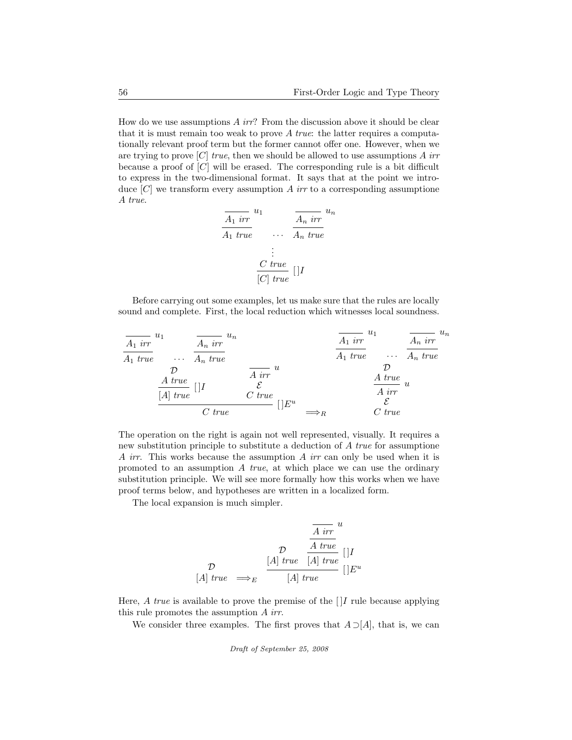How do we use assumptions $A$ *irr*? From the discussion above it should be clear that it is must remain too weak to prove $A$ *true*: the latter requires a computationally relevant proof term but the former cannot offer one. However, when we are trying to prove $[C]$ *true*, then we should be allowed to use assumptions $A$ *irr* because a proof of $[C]$ will be erased. The corresponding rule is a bit difficult to express in the two-dimensional format. It says that at the point we introduce $[C]$ we transform every assumption $A$ *irr* to a corresponding assumptione $A$ *true*.

$$
\begin{array}{c}
\dfrac{\dfrac{}{A_1\ \mathit{irr}}\,u_1}{A_1\ \mathit{true}} \quad \cdots \quad \dfrac{\dfrac{}{A_n\ \mathit{irr}}\,u_n}{A_n\ \mathit{true}} \\
\vdots \\
\dfrac{C\ \mathit{true}}{[C]\ \mathit{true}}\,[\,]I
\end{array}
$$

Before carrying out some examples, let us make sure that the rules are locally sound and complete. First, the local reduction which witnesses local soundness.

$$
\dfrac{
\begin{array}{c}
\dfrac{\dfrac{}{A_1\ \mathit{irr}}\,u_1}{A_1\ \mathit{true}} \quad \cdots \quad \dfrac{\dfrac{}{A_n\ \mathit{irr}}\,u_n}{A_n\ \mathit{true}} \\
\mathcal{D} \\
\dfrac{A\ \mathit{true}}{[A]\ \mathit{true}}\,[\,]I
\end{array}
\qquad
\begin{array}{c}
\dfrac{}{A\ \mathit{irr}}\,u \\
\mathcal{E} \\
C\ \mathit{true}
\end{array}
}{C\ \mathit{true}}\,[\,]E^u
\quad \Longrightarrow_R \quad
\begin{array}{c}
\dfrac{\dfrac{}{A_1\ \mathit{irr}}\,u_1}{A_1\ \mathit{true}} \quad \cdots \quad \dfrac{\dfrac{}{A_n\ \mathit{irr}}\,u_n}{A_n\ \mathit{true}} \\
\mathcal{D} \\
\dfrac{A\ \mathit{true}}{A\ \mathit{irr}}\,u \\
\mathcal{E} \\
C\ \mathit{true}
\end{array}
$$

The operation on the right is again not well represented, visually. It requires a new substitution principle to substitute a deduction of $A$ *true* for assumptione $A$ *irr*. This works because the assumption $A$ *irr* can only be used when it is promoted to an assumption $A$ *true*, at which place we can use the ordinary substitution principle. We will see more formally how this works when we have proof terms below, and hypotheses are written in a localized form.

The local expansion is much simpler.

$$
\begin{array}{c}
\mathcal{D} \\
[A]\ \mathit{true}
\end{array}
\quad \Longrightarrow_E \quad
\dfrac{
\begin{array}{c}
\mathcal{D} \\
[A]\ \mathit{true}
\end{array}
\qquad
\dfrac{\dfrac{\dfrac{}{A\ \mathit{irr}}\,u}{A\ \mathit{true}}}{[A]\ \mathit{true}}\,[\,]I
}{[A]\ \mathit{true}}\,[\,]E^u
$$

Here, $A$ *true* is available to prove the premise of the $[\,]I$ rule because applying this rule promotes the assumption $A$ *irr*.

We consider three examples. The first proves that $A \supset [A]$, that is, we can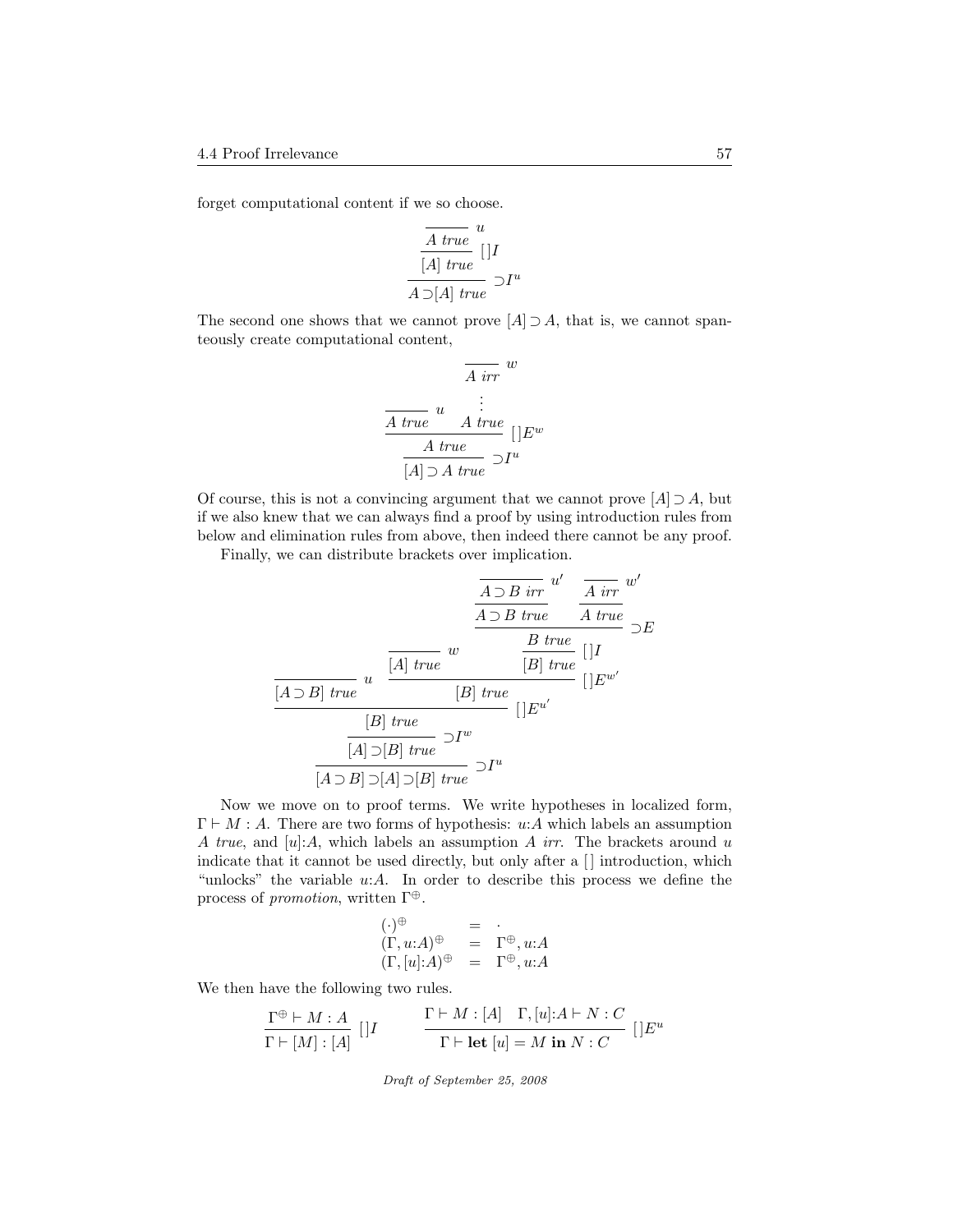forget computational content if we so choose.

$$
\cfrac{\cfrac{\overline{A\ \mathit{true}}\ u}{[A]\ \mathit{true}}\ []I}{A \supset [A]\ \mathit{true}}\ \supset I^u
$$

The second one shows that we cannot prove $[A] \supset A$, that is, we cannot spanteously create computational content,

$$
\cfrac{\cfrac{\overline{A\ \mathit{true}}\ u \qquad \begin{array}{c}\overline{A\ \mathit{irr}}\ w \\ \vdots \\ A\ \mathit{true}\end{array}}{A\ \mathit{true}}\ []E^w}{[A] \supset A\ \mathit{true}}\ \supset I^u
$$

Of course, this is not a convincing argument that we cannot prove $[A] \supset A$, but if we also knew that we can always find a proof by using introduction rules from below and elimination rules from above, then indeed there cannot be any proof.

Finally, we can distribute brackets over implication.

$$
\cfrac{\cfrac{\cfrac{\overline{[A \supset B]\ \mathit{true}}\ u \qquad \cfrac{\overline{[A]\ \mathit{true}}\ w \qquad \cfrac{\cfrac{\cfrac{\overline{A \supset B\ \mathit{irr}}\ u'}{A \supset B\ \mathit{true}} \quad \cfrac{\overline{A\ \mathit{irr}}\ w'}{A\ \mathit{true}}}{B\ \mathit{true}}\ \supset E}{[B]\ \mathit{true}}\ []I}{[B]\ \mathit{true}}\ []E^{w'}}{[B]\ \mathit{true}}\ []E^{u'}}{[A] \supset [B]\ \mathit{true}}\ \supset I^w}{[A \supset B] \supset [A] \supset [B]\ \mathit{true}}\ \supset I^u
$$

Now we move on to proof terms. We write hypotheses in localized form, $\Gamma \vdash M : A$. There are two forms of hypothesis: $u{:}A$ which labels an assumption $A$ *true*, and $[u]{:}A$, which labels an assumption $A$ *irr*. The brackets around $u$ indicate that it cannot be used directly, but only after a $[\,]$ introduction, which "unlocks" the variable $u{:}A$. In order to describe this process we define the process of *promotion*, written $\Gamma^{\oplus}$.

$$
\begin{array}{lcl}
(\cdot)^{\oplus} & = & \cdot \\
(\Gamma, u{:}A)^{\oplus} & = & \Gamma^{\oplus}, u{:}A \\
(\Gamma, [u]{:}A)^{\oplus} & = & \Gamma^{\oplus}, u{:}A
\end{array}
$$

We then have the following two rules.

$$
\cfrac{\Gamma^{\oplus} \vdash M : A}{\Gamma \vdash [M] : [A]}\ []I \qquad\qquad \cfrac{\Gamma \vdash M : [A] \quad \Gamma, [u]{:}A \vdash N : C}{\Gamma \vdash \mathbf{let}\ [u] = M\ \mathbf{in}\ N : C}\ []E^u
$$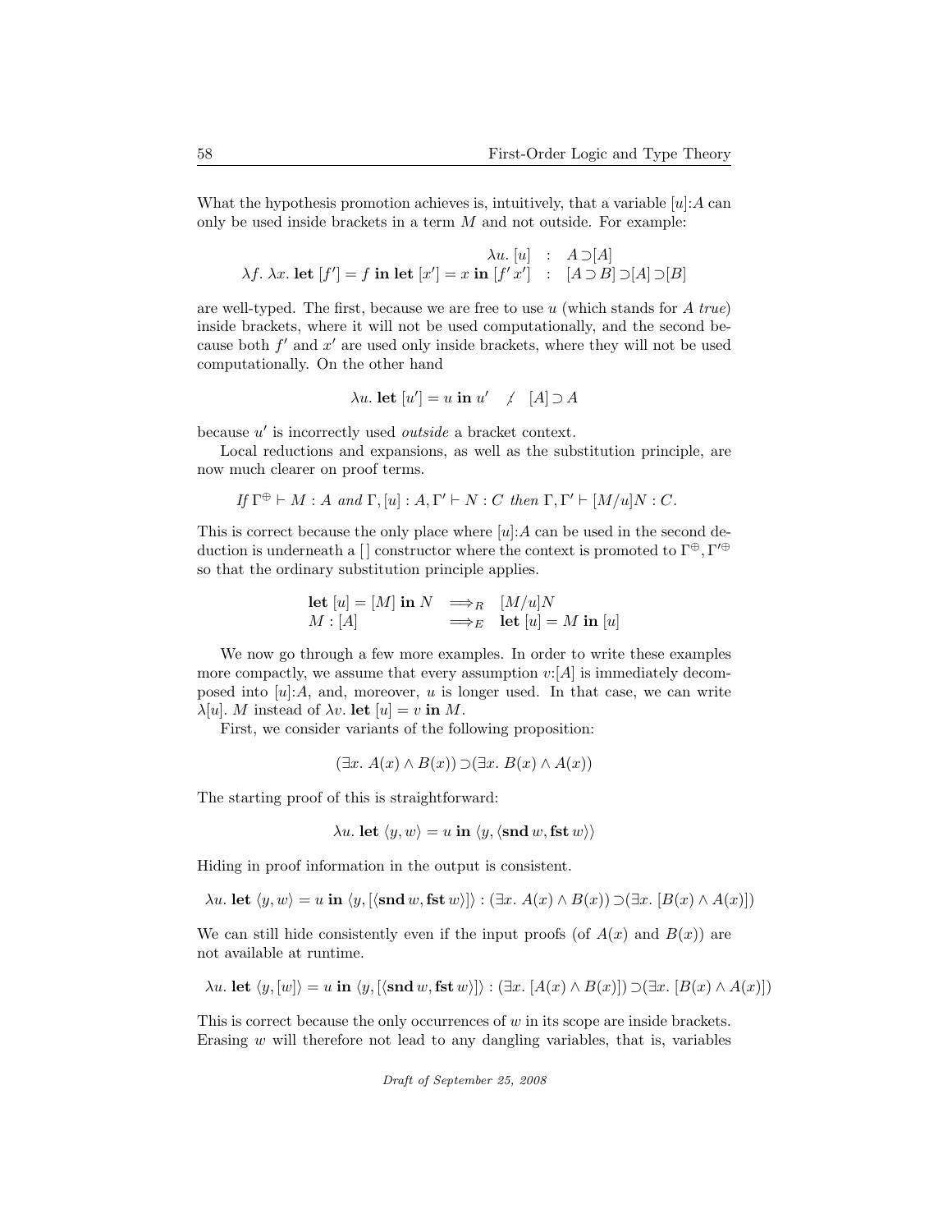What the hypothesis promotion achieves is, intuitively, that a variable $[u]{:}A$ can only be used inside brackets in a term $M$ and not outside. For example:

$$\begin{array}{rcl} \lambda u.\, [u] & : & A \supset [A] \\ \lambda f.\, \lambda x.\, \textbf{let } [f'] = f \textbf{ in let } [x'] = x \textbf{ in } [f'\, x'] & : & [A \supset B] \supset [A] \supset [B] \end{array}$$

are well-typed. The first, because we are free to use $u$ (which stands for $A$ *true*) inside brackets, where it will not be used computationally, and the second because both $f'$ and $x'$ are used only inside brackets, where they will not be used computationally. On the other hand

$$\lambda u.\, \textbf{let } [u'] = u \textbf{ in } u' \quad \not: \quad [A] \supset A$$

because $u'$ is incorrectly used *outside* a bracket context.

Local reductions and expansions, as well as the substitution principle, are now much clearer on proof terms.

*If* $\Gamma^{\oplus} \vdash M : A$ *and* $\Gamma, [u] : A, \Gamma' \vdash N : C$ *then* $\Gamma, \Gamma' \vdash [M/u]N : C$.

This is correct because the only place where $[u]{:}A$ can be used in the second deduction is underneath a $[\,]$ constructor where the context is promoted to $\Gamma^{\oplus}, \Gamma'^{\oplus}$ so that the ordinary substitution principle applies.

$$\begin{array}{lll} \textbf{let } [u] = [M] \textbf{ in } N & \Longrightarrow_R & [M/u]N \\ M : [A] & \Longrightarrow_E & \textbf{let } [u] = M \textbf{ in } [u] \end{array}$$

We now go through a few more examples. In order to write these examples more compactly, we assume that every assumption $v{:}[A]$ is immediately decomposed into $[u]{:}A$, and, moreover, $u$ is longer used. In that case, we can write $\lambda[u].\, M$ instead of $\lambda v.\, \textbf{let } [u] = v \textbf{ in } M$.

First, we consider variants of the following proposition:

$$(\exists x.\, A(x) \wedge B(x)) \supset (\exists x.\, B(x) \wedge A(x))$$

The starting proof of this is straightforward:

$$\lambda u.\, \textbf{let } \langle y, w\rangle = u \textbf{ in } \langle y, \langle \textbf{snd}\, w, \textbf{fst}\, w\rangle\rangle$$

Hiding in proof information in the output is consistent.

$$\lambda u.\, \textbf{let } \langle y, w\rangle = u \textbf{ in } \langle y, [\langle \textbf{snd}\, w, \textbf{fst}\, w\rangle]\rangle : (\exists x.\, A(x) \wedge B(x)) \supset (\exists x.\, [B(x) \wedge A(x)])$$

We can still hide consistently even if the input proofs (of $A(x)$ and $B(x)$) are not available at runtime.

$$\lambda u.\, \textbf{let } \langle y, [w]\rangle = u \textbf{ in } \langle y, [\langle \textbf{snd}\, w, \textbf{fst}\, w\rangle]\rangle : (\exists x.\, [A(x) \wedge B(x)]) \supset (\exists x.\, [B(x) \wedge A(x)])$$

This is correct because the only occurrences of $w$ in its scope are inside brackets. Erasing $w$ will therefore not lead to any dangling variables, that is, variables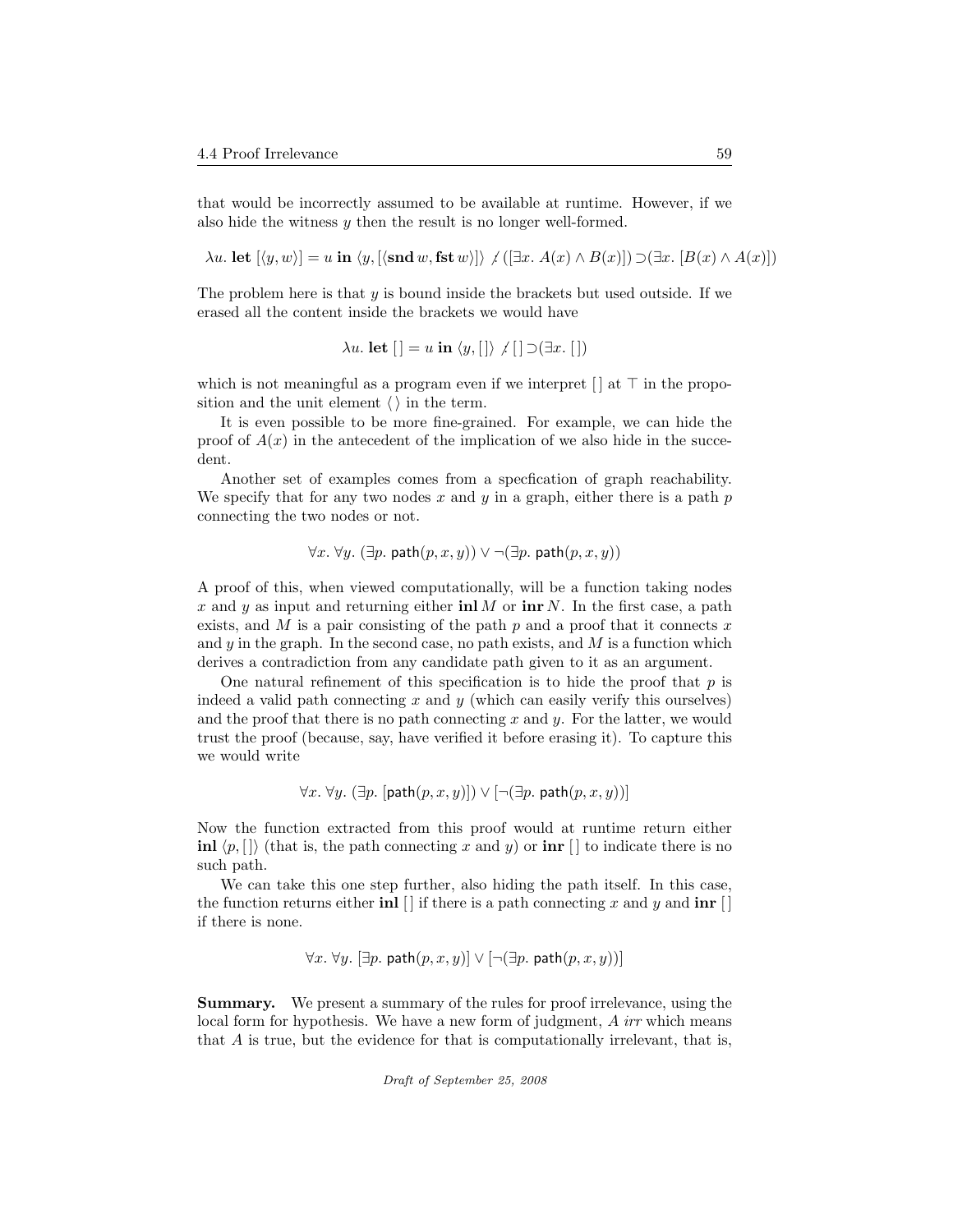that would be incorrectly assumed to be available at runtime. However, if we also hide the witness $y$ then the result is no longer well-formed.

$$\lambda u.\ \mathbf{let}\ [\langle y, w\rangle] = u\ \mathbf{in}\ \langle y, [\langle \mathbf{snd}\, w, \mathbf{fst}\, w\rangle]\rangle \not{:} ([\exists x.\ A(x) \wedge B(x)]) \supset (\exists x.\ [B(x) \wedge A(x)])$$

The problem here is that $y$ is bound inside the brackets but used outside. If we erased all the content inside the brackets we would have

$$\lambda u.\ \mathbf{let}\ [\,] = u\ \mathbf{in}\ \langle y, [\,]\rangle \not{:} [\,] \supset (\exists x.\ [\,])$$

which is not meaningful as a program even if we interpret $[\,]$ at $\top$ in the proposition and the unit element $\langle\,\rangle$ in the term.

It is even possible to be more fine-grained. For example, we can hide the proof of $A(x)$ in the antecedent of the implication of we also hide in the succedent.

Another set of examples comes from a specfication of graph reachability. We specify that for any two nodes $x$ and $y$ in a graph, either there is a path $p$ connecting the two nodes or not.

$$\forall x.\ \forall y.\ (\exists p.\ \mathsf{path}(p, x, y)) \vee \neg(\exists p.\ \mathsf{path}(p, x, y))$$

A proof of this, when viewed computationally, will be a function taking nodes $x$ and $y$ as input and returning either $\mathbf{inl}\, M$ or $\mathbf{inr}\, N$. In the first case, a path exists, and $M$ is a pair consisting of the path $p$ and a proof that it connects $x$ and $y$ in the graph. In the second case, no path exists, and $M$ is a function which derives a contradiction from any candidate path given to it as an argument.

One natural refinement of this specification is to hide the proof that $p$ is indeed a valid path connecting $x$ and $y$ (which can easily verify this ourselves) and the proof that there is no path connecting $x$ and $y$. For the latter, we would trust the proof (because, say, have verified it before erasing it). To capture this we would write

$$\forall x.\ \forall y.\ (\exists p.\ [\mathsf{path}(p, x, y)]) \vee [\neg(\exists p.\ \mathsf{path}(p, x, y))]$$

Now the function extracted from this proof would at runtime return either $\mathbf{inl}\ \langle p, [\,]\rangle$ (that is, the path connecting $x$ and $y$) or $\mathbf{inr}\ [\,]$ to indicate there is no such path.

We can take this one step further, also hiding the path itself. In this case, the function returns either $\mathbf{inl}\ [\,]$ if there is a path connecting $x$ and $y$ and $\mathbf{inr}\ [\,]$ if there is none.

$$\forall x.\ \forall y.\ [\exists p.\ \mathsf{path}(p, x, y)] \vee [\neg(\exists p.\ \mathsf{path}(p, x, y))]$$

**Summary.** We present a summary of the rules for proof irrelevance, using the local form for hypothesis. We have a new form of judgment, $A$ *irr* which means that $A$ is true, but the evidence for that is computationally irrelevant, that is,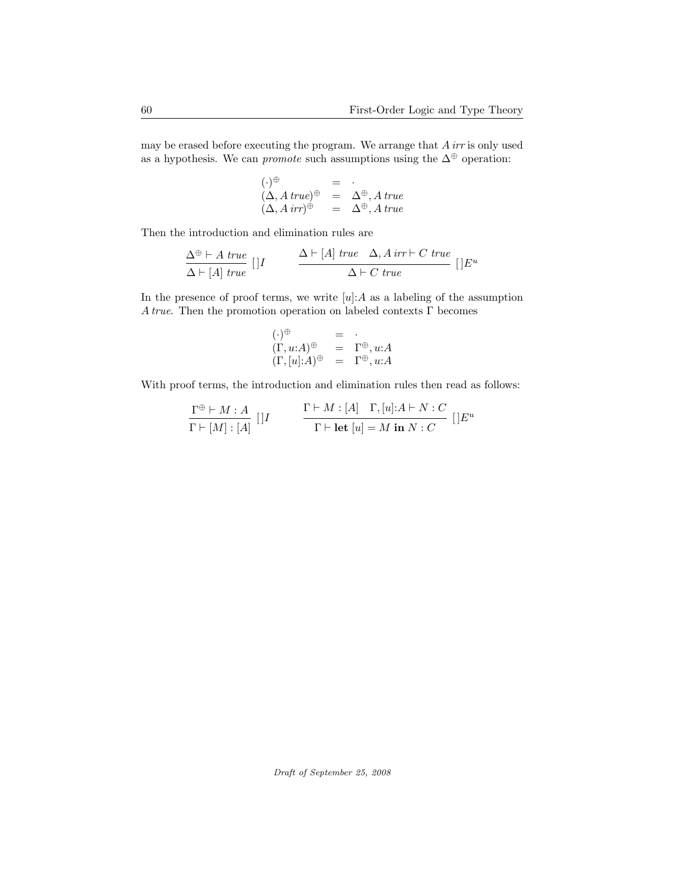may be erased before executing the program. We arrange that $A\ irr$ is only used as a hypothesis. We can *promote* such assumptions using the $\Delta^{\oplus}$ operation:

$$
\begin{array}{lcl}
(\cdot)^{\oplus} & = & \cdot \\
(\Delta, A\ true)^{\oplus} & = & \Delta^{\oplus}, A\ true \\
(\Delta, A\ irr)^{\oplus} & = & \Delta^{\oplus}, A\ true
\end{array}
$$

Then the introduction and elimination rules are

$$
\frac{\Delta^{\oplus} \vdash A\ true}{\Delta \vdash [A]\ true}\ [\,]I
\qquad\qquad
\frac{\Delta \vdash [A]\ true \quad \Delta, A\ irr \vdash C\ true}{\Delta \vdash C\ true}\ [\,]E^{u}
$$

In the presence of proof terms, we write $[u]{:}A$ as a labeling of the assumption $A\ true$. Then the promotion operation on labeled contexts $\Gamma$ becomes

$$
\begin{array}{lcl}
(\cdot)^{\oplus} & = & \cdot \\
(\Gamma, u{:}A)^{\oplus} & = & \Gamma^{\oplus}, u{:}A \\
(\Gamma, [u]{:}A)^{\oplus} & = & \Gamma^{\oplus}, u{:}A
\end{array}
$$

With proof terms, the introduction and elimination rules then read as follows:

$$
\frac{\Gamma^{\oplus} \vdash M : A}{\Gamma \vdash [M] : [A]}\ [\,]I
\qquad\qquad
\frac{\Gamma \vdash M : [A] \quad \Gamma, [u]{:}A \vdash N : C}{\Gamma \vdash \mathbf{let}\ [u] = M\ \mathbf{in}\ N : C}\ [\,]E^{u}
$$